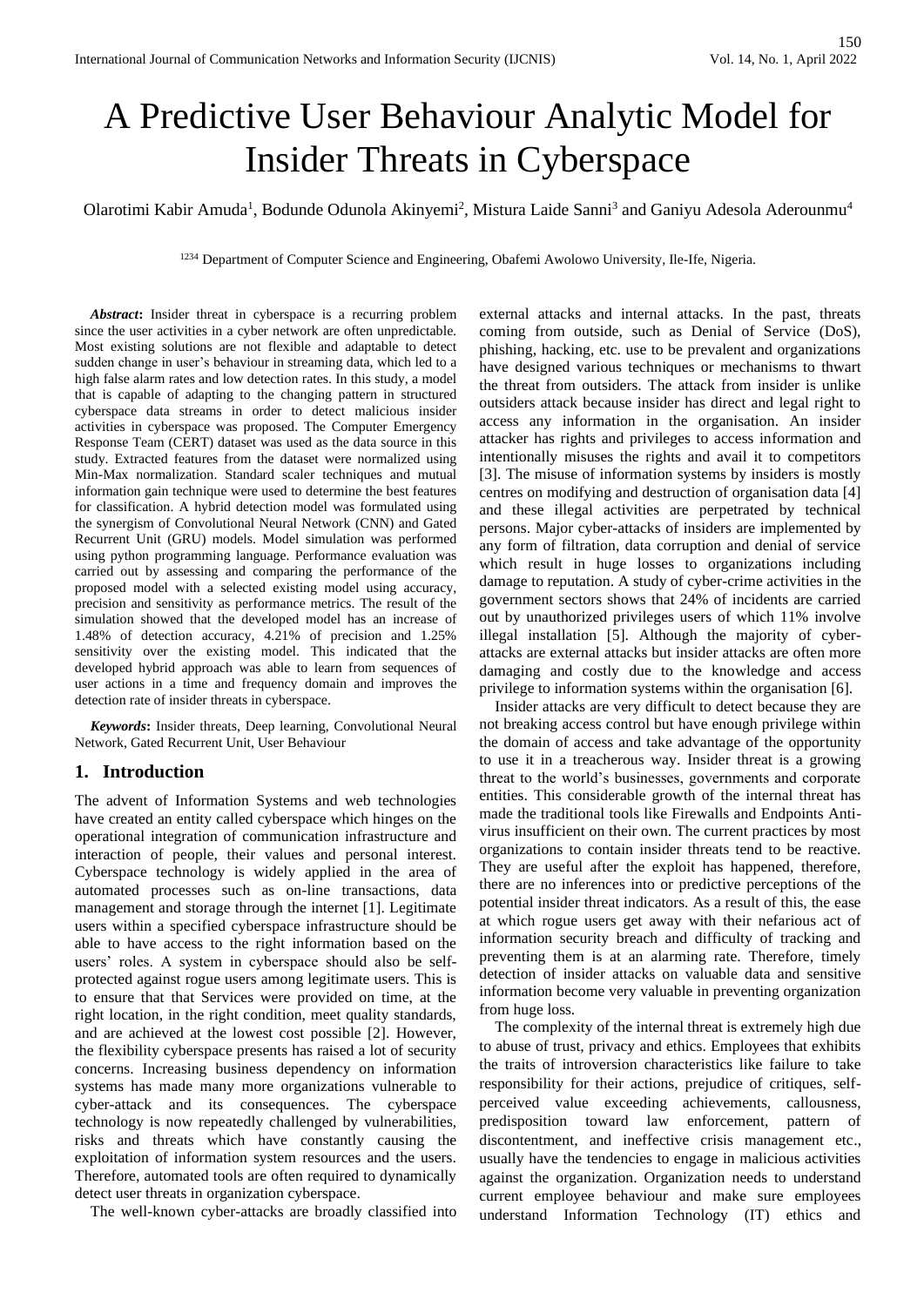# A Predictive User Behaviour Analytic Model for Insider Threats in Cyberspace

Olarotimi Kabir Amuda[1], Bodunde Odunola Akinyemi[2], Mistura Laide Sanni[3] and Ganiyu Adesola Aderounmu[4]

[1234] Department of Computer Science and Engineering, Obafemi Awolowo University, Ile-Ife, Nigeria.

***Abstract*:** Insider threat in cyberspace is a recurring problem since the user activities in a cyber network are often unpredictable. Most existing solutions are not flexible and adaptable to detect sudden change in user's behaviour in streaming data, which led to a high false alarm rates and low detection rates. In this study, a model that is capable of adapting to the changing pattern in structured cyberspace data streams in order to detect malicious insider activities in cyberspace was proposed. The Computer Emergency Response Team (CERT) dataset was used as the data source in this study. Extracted features from the dataset were normalized using Min-Max normalization. Standard scaler techniques and mutual information gain technique were used to determine the best features for classification. A hybrid detection model was formulated using the synergism of Convolutional Neural Network (CNN) and Gated Recurrent Unit (GRU) models. Model simulation was performed using python programming language. Performance evaluation was carried out by assessing and comparing the performance of the proposed model with a selected existing model using accuracy, precision and sensitivity as performance metrics. The result of the simulation showed that the developed model has an increase of 1.48% of detection accuracy, 4.21% of precision and 1.25% sensitivity over the existing model. This indicated that the developed hybrid approach was able to learn from sequences of user actions in a time and frequency domain and improves the detection rate of insider threats in cyberspace.

***Keywords*:** Insider threats, Deep learning, Convolutional Neural Network, Gated Recurrent Unit, User Behaviour

## 1. Introduction

The advent of Information Systems and web technologies have created an entity called cyberspace which hinges on the operational integration of communication infrastructure and interaction of people, their values and personal interest. Cyberspace technology is widely applied in the area of automated processes such as on-line transactions, data management and storage through the internet [1]. Legitimate users within a specified cyberspace infrastructure should be able to have access to the right information based on the users' roles. A system in cyberspace should also be self-protected against rogue users among legitimate users. This is to ensure that that Services were provided on time, at the right location, in the right condition, meet quality standards, and are achieved at the lowest cost possible [2]. However, the flexibility cyberspace presents has raised a lot of security concerns. Increasing business dependency on information systems has made many more organizations vulnerable to cyber-attack and its consequences. The cyberspace technology is now repeatedly challenged by vulnerabilities, risks and threats which have constantly causing the exploitation of information system resources and the users. Therefore, automated tools are often required to dynamically detect user threats in organization cyberspace.

The well-known cyber-attacks are broadly classified into external attacks and internal attacks. In the past, threats coming from outside, such as Denial of Service (DoS), phishing, hacking, etc. use to be prevalent and organizations have designed various techniques or mechanisms to thwart the threat from outsiders. The attack from insider is unlike outsiders attack because insider has direct and legal right to access any information in the organisation. An insider attacker has rights and privileges to access information and intentionally misuses the rights and avail it to competitors [3]. The misuse of information systems by insiders is mostly centres on modifying and destruction of organisation data [4] and these illegal activities are perpetrated by technical persons. Major cyber-attacks of insiders are implemented by any form of filtration, data corruption and denial of service which result in huge losses to organizations including damage to reputation. A study of cyber-crime activities in the government sectors shows that 24% of incidents are carried out by unauthorized privileges users of which 11% involve illegal installation [5]. Although the majority of cyber-attacks are external attacks but insider attacks are often more damaging and costly due to the knowledge and access privilege to information systems within the organisation [6].

Insider attacks are very difficult to detect because they are not breaking access control but have enough privilege within the domain of access and take advantage of the opportunity to use it in a treacherous way. Insider threat is a growing threat to the world's businesses, governments and corporate entities. This considerable growth of the internal threat has made the traditional tools like Firewalls and Endpoints Anti-virus insufficient on their own. The current practices by most organizations to contain insider threats tend to be reactive. They are useful after the exploit has happened, therefore, there are no inferences into or predictive perceptions of the potential insider threat indicators. As a result of this, the ease at which rogue users get away with their nefarious act of information security breach and difficulty of tracking and preventing them is at an alarming rate. Therefore, timely detection of insider attacks on valuable data and sensitive information become very valuable in preventing organization from huge loss.

The complexity of the internal threat is extremely high due to abuse of trust, privacy and ethics. Employees that exhibits the traits of introversion characteristics like failure to take responsibility for their actions, prejudice of critiques, self-perceived value exceeding achievements, callousness, predisposition toward law enforcement, pattern of discontentment, and ineffective crisis management etc., usually have the tendencies to engage in malicious activities against the organization. Organization needs to understand current employee behaviour and make sure employees understand Information Technology (IT) ethics and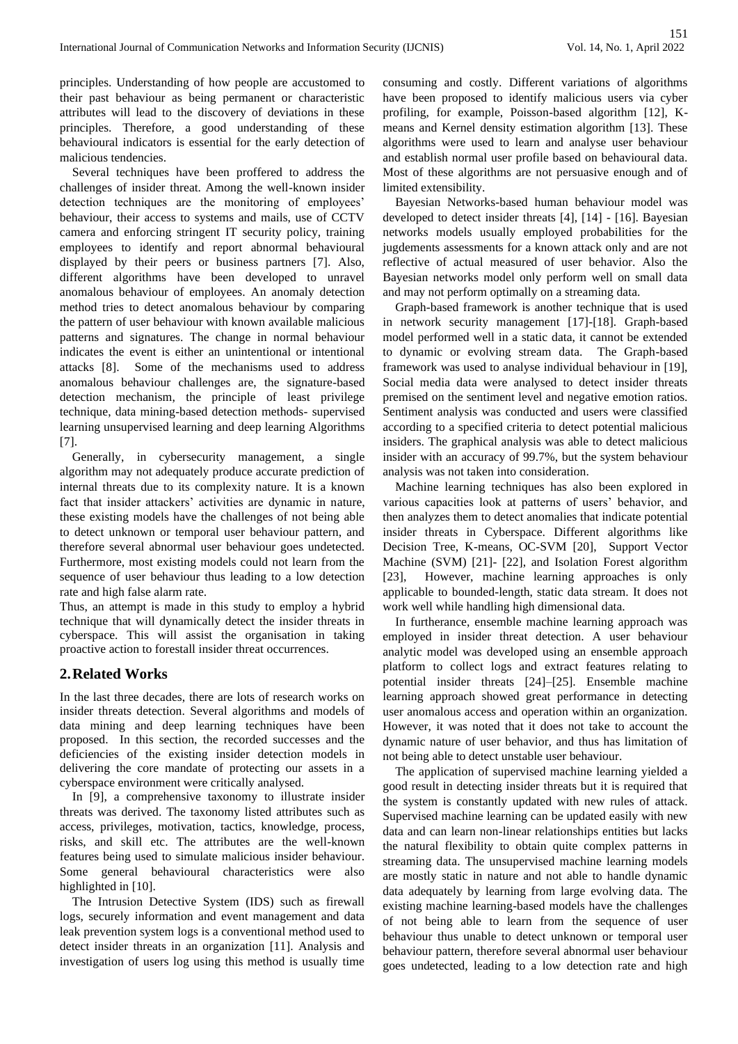principles. Understanding of how people are accustomed to their past behaviour as being permanent or characteristic attributes will lead to the discovery of deviations in these principles. Therefore, a good understanding of these behavioural indicators is essential for the early detection of malicious tendencies.

Several techniques have been proffered to address the challenges of insider threat. Among the well-known insider detection techniques are the monitoring of employees' behaviour, their access to systems and mails, use of CCTV camera and enforcing stringent IT security policy, training employees to identify and report abnormal behavioural displayed by their peers or business partners [7]. Also, different algorithms have been developed to unravel anomalous behaviour of employees. An anomaly detection method tries to detect anomalous behaviour by comparing the pattern of user behaviour with known available malicious patterns and signatures. The change in normal behaviour indicates the event is either an unintentional or intentional attacks [8]. Some of the mechanisms used to address anomalous behaviour challenges are, the signature-based detection mechanism, the principle of least privilege technique, data mining-based detection methods- supervised learning unsupervised learning and deep learning Algorithms [7].

Generally, in cybersecurity management, a single algorithm may not adequately produce accurate prediction of internal threats due to its complexity nature. It is a known fact that insider attackers' activities are dynamic in nature, these existing models have the challenges of not being able to detect unknown or temporal user behaviour pattern, and therefore several abnormal user behaviour goes undetected. Furthermore, most existing models could not learn from the sequence of user behaviour thus leading to a low detection rate and high false alarm rate.

Thus, an attempt is made in this study to employ a hybrid technique that will dynamically detect the insider threats in cyberspace. This will assist the organisation in taking proactive action to forestall insider threat occurrences.

## 2. Related Works

In the last three decades, there are lots of research works on insider threats detection. Several algorithms and models of data mining and deep learning techniques have been proposed. In this section, the recorded successes and the deficiencies of the existing insider detection models in delivering the core mandate of protecting our assets in a cyberspace environment were critically analysed.

In [9], a comprehensive taxonomy to illustrate insider threats was derived. The taxonomy listed attributes such as access, privileges, motivation, tactics, knowledge, process, risks, and skill etc. The attributes are the well-known features being used to simulate malicious insider behaviour. Some general behavioural characteristics were also highlighted in [10].

The Intrusion Detective System (IDS) such as firewall logs, securely information and event management and data leak prevention system logs is a conventional method used to detect insider threats in an organization [11]. Analysis and investigation of users log using this method is usually time consuming and costly. Different variations of algorithms have been proposed to identify malicious users via cyber profiling, for example, Poisson-based algorithm [12], K-means and Kernel density estimation algorithm [13]. These algorithms were used to learn and analyse user behaviour and establish normal user profile based on behavioural data. Most of these algorithms are not persuasive enough and of limited extensibility.

Bayesian Networks-based human behaviour model was developed to detect insider threats [4], [14] - [16]. Bayesian networks models usually employed probabilities for the jugdements assessments for a known attack only and are not reflective of actual measured of user behavior. Also the Bayesian networks model only perform well on small data and may not perform optimally on a streaming data.

Graph-based framework is another technique that is used in network security management [17]-[18]. Graph-based model performed well in a static data, it cannot be extended to dynamic or evolving stream data. The Graph-based framework was used to analyse individual behaviour in [19], Social media data were analysed to detect insider threats premised on the sentiment level and negative emotion ratios. Sentiment analysis was conducted and users were classified according to a specified criteria to detect potential malicious insiders. The graphical analysis was able to detect malicious insider with an accuracy of 99.7%, but the system behaviour analysis was not taken into consideration.

Machine learning techniques has also been explored in various capacities look at patterns of users' behavior, and then analyzes them to detect anomalies that indicate potential insider threats in Cyberspace. Different algorithms like Decision Tree, K-means, OC-SVM [20], Support Vector Machine (SVM) [21]- [22], and Isolation Forest algorithm [23], However, machine learning approaches is only applicable to bounded-length, static data stream. It does not work well while handling high dimensional data.

In furtherance, ensemble machine learning approach was employed in insider threat detection. A user behaviour analytic model was developed using an ensemble approach platform to collect logs and extract features relating to potential insider threats [24]–[25]. Ensemble machine learning approach showed great performance in detecting user anomalous access and operation within an organization. However, it was noted that it does not take to account the dynamic nature of user behavior, and thus has limitation of not being able to detect unstable user behaviour.

The application of supervised machine learning yielded a good result in detecting insider threats but it is required that the system is constantly updated with new rules of attack. Supervised machine learning can be updated easily with new data and can learn non-linear relationships entities but lacks the natural flexibility to obtain quite complex patterns in streaming data. The unsupervised machine learning models are mostly static in nature and not able to handle dynamic data adequately by learning from large evolving data. The existing machine learning-based models have the challenges of not being able to learn from the sequence of user behaviour thus unable to detect unknown or temporal user behaviour pattern, therefore several abnormal user behaviour goes undetected, leading to a low detection rate and high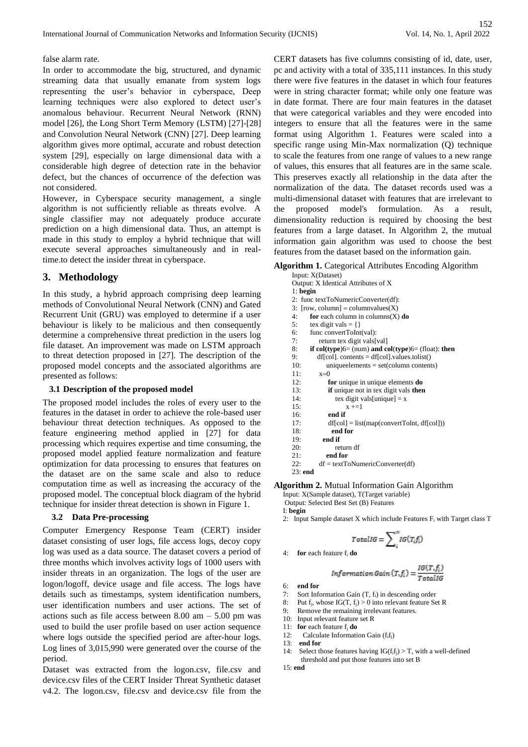false alarm rate.

In order to accommodate the big, structured, and dynamic streaming data that usually emanate from system logs representing the user's behavior in cyberspace, Deep learning techniques were also explored to detect user's anomalous behaviour. Recurrent Neural Network (RNN) model [26], the Long Short Term Memory (LSTM) [27]-[28] and Convolution Neural Network (CNN) [27]. Deep learning algorithm gives more optimal, accurate and robust detection system [29], especially on large dimensional data with a considerable high degree of detection rate in the behavior defect, but the chances of occurrence of the defection was not considered.

However, in Cyberspace security management, a single algorithm is not sufficiently reliable as threats evolve. A single classifier may not adequately produce accurate prediction on a high dimensional data. Thus, an attempt is made in this study to employ a hybrid technique that will execute several approaches simultaneously and in real-time.to detect the insider threat in cyberspace.

## 3. Methodology

In this study, a hybrid approach comprising deep learning methods of Convolutional Neural Network (CNN) and Gated Recurrent Unit (GRU) was employed to determine if a user behaviour is likely to be malicious and then consequently determine a comprehensive threat prediction in the users log file dataset. An improvement was made on LSTM approach to threat detection proposed in [27]. The description of the proposed model concepts and the associated algorithms are presented as follows:

### 3.1 Description of the proposed model

The proposed model includes the roles of every user to the features in the dataset in order to achieve the role-based user behaviour threat detection techniques. As opposed to the feature engineering method applied in [27] for data processing which requires expertise and time consuming, the proposed model applied feature normalization and feature optimization for data processing to ensures that features on the dataset are on the same scale and also to reduce computation time as well as increasing the accuracy of the proposed model. The conceptual block diagram of the hybrid technique for insider threat detection is shown in Figure 1.

### 3.2 Data Pre-processing

Computer Emergency Response Team (CERT) insider dataset consisting of user logs, file access logs, decoy copy log was used as a data source. The dataset covers a period of three months which involves activity logs of 1000 users with insider threats in an organization. The logs of the user are logon/logoff, device usage and file access. The logs have details such as timestamps, system identification numbers, user identification numbers and user actions. The set of actions such as file access between 8.00 am – 5.00 pm was used to build the user profile based on user action sequence where logs outside the specified period are after-hour logs. Log lines of 3,015,990 were generated over the course of the period.

Dataset was extracted from the logon.csv, file.csv and device.csv files of the CERT Insider Threat Synthetic dataset v4.2. The logon.csv, file.csv and device.csv file from the CERT datasets has five columns consisting of id, date, user, pc and activity with a total of 335,111 instances. In this study there were five features in the dataset in which four features were in string character format; while only one feature was in date format. There are four main features in the dataset that were categorical variables and they were encoded into integers to ensure that all the features were in the same format using Algorithm 1. Features were scaled into a specific range using Min-Max normalization (Q) technique to scale the features from one range of values to a new range of values, this ensures that all features are in the same scale. This preserves exactly all relationship in the data after the normalization of the data. The dataset records used was a multi-dimensional dataset with features that are irrelevant to the proposed model's formulation. As a result, dimensionality reduction is required by choosing the best features from a large dataset. In Algorithm 2, the mutual information gain algorithm was used to choose the best features from the dataset based on the information gain.

**Algorithm 1.** Categorical Attributes Encoding Algorithm

```
Input: X(Dataset)
Output: X Identical Attributes of X
1: begin
2:  func textToNumericConverter(df):
3:  [row, column] = columnvalues(X)
4:     for each column in columns(X) do
5:     tex digit vals = {}
6:     func convertToInt(val):
7:         return tex digit vals[val]
8:     if col(type)6= (num) and col(type)6= (float): then
9:        df[col]. contents = df[col].values.tolist()
10:          uniqueelements = set(column contents)
11:       x=0
12:          for unique in unique elements do
13:          if unique not in tex digit vals then
14:             tex digit vals[unique] = x
15:                x +=1
16:          end if
17:          df[col] = list(map(convertTolnt, df[col]))
18:            end for
19:       end if
20:            return df
21:         end for
22:     df = textToNumericConverter(df)
23: end
```

**Algorithm 2.** Mutual Information Gain Algorithm

Input: X(Sample dataset), T(Target variable)
Output: Selected Best Set (B) Features
I: **begin**
2: Input Sample dataset X which include Features $F_i$ with Target class T

$$TotalIG = \sum_{i}^{N} IG(T_i f_i)$$

4: **for** each feature $f_i$ **do**

$$Information\ Gain\,(T, f_i) = \frac{IG(T, f_i)}{TotalIG}$$

6: **end for**
7: Sort Information Gain (T, $f_i$) in descending order
8: Put $f_j$, whose IG(T, $f_j$) > 0 into relevant feature Set R
9: Remove the remaining irrelevant features.
10: Input relevant feature set R
11: **for** each feature $f_j$ **do**
12: Calculate Information Gain ($f_i f_j$)
13: **end for**
14: Select those features having IG($f_i f_j$) > T, with a well-defined threshold and put those features into set B
15: **end**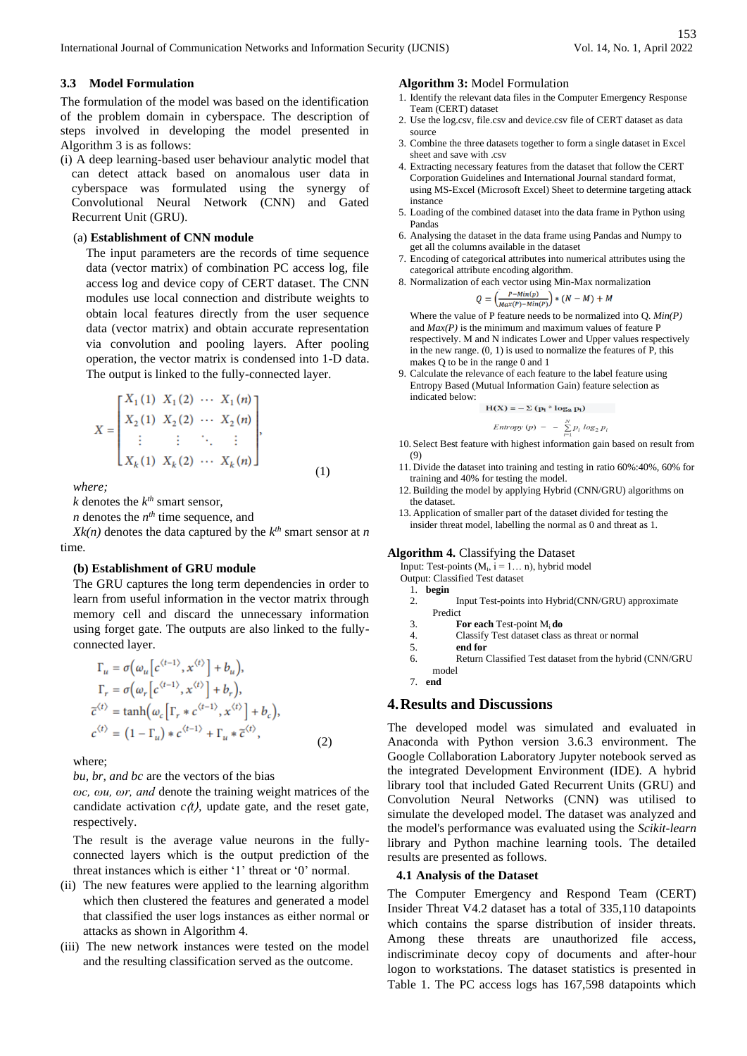### 3.3 Model Formulation

The formulation of the model was based on the identification of the problem domain in cyberspace. The description of steps involved in developing the model presented in Algorithm 3 is as follows:

(i) A deep learning-based user behaviour analytic model that can detect attack based on anomalous user data in cyberspace was formulated using the synergy of Convolutional Neural Network (CNN) and Gated Recurrent Unit (GRU).

(a) **Establishment of CNN module**

The input parameters are the records of time sequence data (vector matrix) of combination PC access log, file access log and device copy of CERT dataset. The CNN modules use local connection and distribute weights to obtain local features directly from the user sequence data (vector matrix) and obtain accurate representation via convolution and pooling layers. After pooling operation, the vector matrix is condensed into 1-D data. The output is linked to the fully-connected layer.

$$X = \begin{bmatrix} X_1(1) & X_1(2) & \cdots & X_1(n) \\ X_2(1) & X_2(2) & \cdots & X_2(n) \\ \vdots & \vdots & \ddots & \vdots \\ X_k(1) & X_k(2) & \cdots & X_k(n) \end{bmatrix}, \quad (1)$$

*where;*

$k$ denotes the $k^{th}$ smart sensor,

$n$ denotes the $n^{th}$ time sequence, and

$Xk(n)$ denotes the data captured by the $k^{th}$ smart sensor at $n$ time.

**(b) Establishment of GRU module**

The GRU captures the long term dependencies in order to learn from useful information in the vector matrix through memory cell and discard the unnecessary information using forget gate. The outputs are also linked to the fully-connected layer.

$$\begin{aligned} \Gamma_u &= \sigma\left(\omega_u\left[c^{\langle t-1\rangle}, x^{\langle t\rangle}\right] + b_u\right), \\ \Gamma_r &= \sigma\left(\omega_r\left[c^{\langle t-1\rangle}, x^{\langle t\rangle}\right] + b_r\right), \\ \tilde{c}^{\langle t\rangle} &= \tanh\left(\omega_c\left[\Gamma_r * c^{\langle t-1\rangle}, x^{\langle t\rangle}\right] + b_c\right), \\ c^{\langle t\rangle} &= \left(1 - \Gamma_u\right) * c^{\langle t-1\rangle} + \Gamma_u * \tilde{c}^{\langle t\rangle}, \end{aligned} \quad (2)$$

where;

*bu, br, and bc* are the vectors of the bias

*ωc, ωu, ωr, and* denote the training weight matrices of the candidate activation *c(t),* update gate, and the reset gate, respectively.

The result is the average value neurons in the fully-connected layers which is the output prediction of the threat instances which is either '1' threat or '0' normal.

(ii) The new features were applied to the learning algorithm which then clustered the features and generated a model that classified the user logs instances as either normal or attacks as shown in Algorithm 4.

(iii) The new network instances were tested on the model and the resulting classification served as the outcome.

**Algorithm 3:** Model Formulation

1. Identify the relevant data files in the Computer Emergency Response Team (CERT) dataset
2. Use the log.csv, file.csv and device.csv file of CERT dataset as data source
3. Combine the three datasets together to form a single dataset in Excel sheet and save with .csv
4. Extracting necessary features from the dataset that follow the CERT Corporation Guidelines and International Journal standard format, using MS-Excel (Microsoft Excel) Sheet to determine targeting attack instance
5. Loading of the combined dataset into the data frame in Python using Pandas
6. Analysing the dataset in the data frame using Pandas and Numpy to get all the columns available in the dataset
7. Encoding of categorical attributes into numerical attributes using the categorical attribute encoding algorithm.
8. Normalization of each vector using Min-Max normalization

$$Q = \left(\frac{P - Min(p)}{Max(P) - Min(P)}\right) * (N - M) + M$$

Where the value of P feature needs to be normalized into Q. *Min(P)* and *Max(P)* is the minimum and maximum values of feature P respectively. M and N indicates Lower and Upper values respectively in the new range. (0, 1) is used to normalize the features of P, this makes Q to be in the range 0 and 1

9. Calculate the relevance of each feature to the label feature using Entropy Based (Mutual Information Gain) feature selection as indicated below:

$$\mathbf{H(X) = -\Sigma\ (p_i * \log_a p_i)}$$

$$Entropy\ (p) = -\sum_{i=1}^{N} p_i \log_2 p_i$$

10. Select Best feature with highest information gain based on result from (9)
11. Divide the dataset into training and testing in ratio 60%:40%, 60% for training and 40% for testing the model.
12. Building the model by applying Hybrid (CNN/GRU) algorithms on the dataset.
13. Application of smaller part of the dataset divided for testing the insider threat model, labelling the normal as 0 and threat as 1.

**Algorithm 4.** Classifying the Dataset

Input: Test-points ($M_i$, i = 1… n), hybrid model

Output: Classified Test dataset

1. **begin**
2. Input Test-points into Hybrid(CNN/GRU) approximate Predict
3. **For each** Test-point $M_i$ **do**
4. Classify Test dataset class as threat or normal
5. **end for**
6. Return Classified Test dataset from the hybrid (CNN/GRU model
7. **end**

## 4. Results and Discussions

The developed model was simulated and evaluated in Anaconda with Python version 3.6.3 environment. The Google Collaboration Laboratory Jupyter notebook served as the integrated Development Environment (IDE). A hybrid library tool that included Gated Recurrent Units (GRU) and Convolution Neural Networks (CNN) was utilised to simulate the developed model. The dataset was analyzed and the model's performance was evaluated using the *Scikit-learn* library and Python machine learning tools. The detailed results are presented as follows.

### 4.1 Analysis of the Dataset

The Computer Emergency and Respond Team (CERT) Insider Threat V4.2 dataset has a total of 335,110 datapoints which contains the sparse distribution of insider threats. Among these threats are unauthorized file access, indiscriminate decoy copy of documents and after-hour logon to workstations. The dataset statistics is presented in Table 1. The PC access logs has 167,598 datapoints which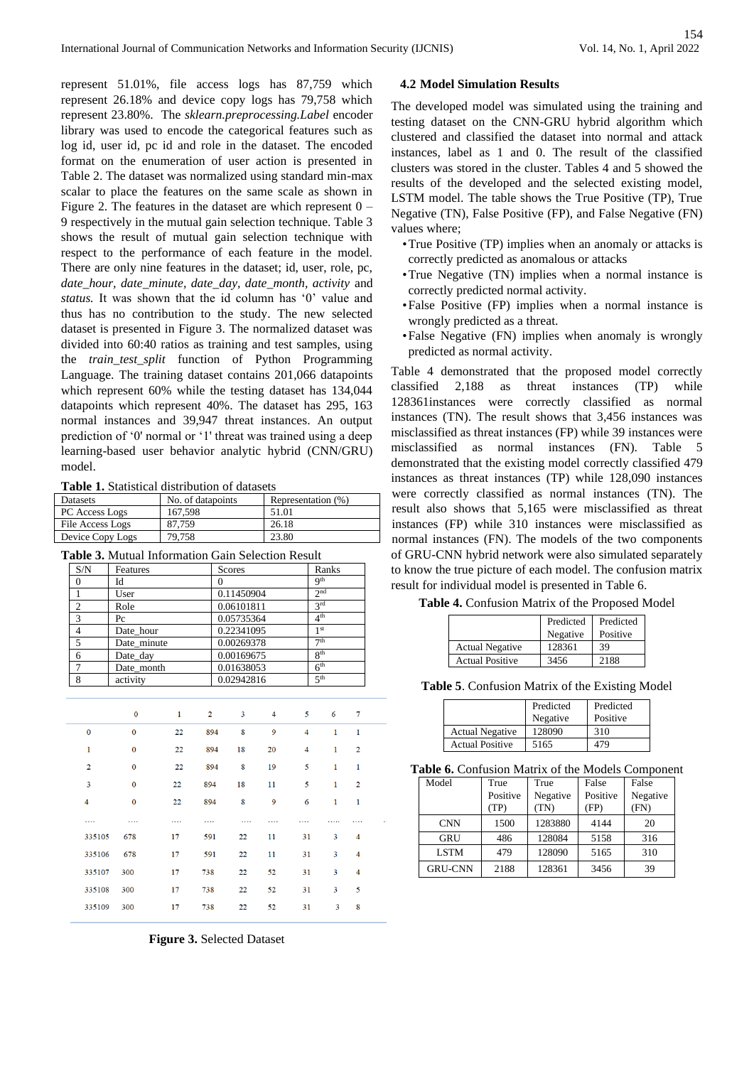represent 51.01%, file access logs has 87,759 which represent 26.18% and device copy logs has 79,758 which represent 23.80%. The *sklearn.preprocessing.Label* encoder library was used to encode the categorical features such as log id, user id, pc id and role in the dataset. The encoded format on the enumeration of user action is presented in Table 2. The dataset was normalized using standard min-max scalar to place the features on the same scale as shown in Figure 2. The features in the dataset are which represent 0 – 9 respectively in the mutual gain selection technique. Table 3 shows the result of mutual gain selection technique with respect to the performance of each feature in the model. There are only nine features in the dataset; id, user, role, pc, *date_hour, date_minute, date_day, date_month, activity* and *status.* It was shown that the id column has '0' value and thus has no contribution to the study. The new selected dataset is presented in Figure 3. The normalized dataset was divided into 60:40 ratios as training and test samples, using the *train_test_split* function of Python Programming Language. The training dataset contains 201,066 datapoints which represent 60% while the testing dataset has 134,044 datapoints which represent 40%. The dataset has 295, 163 normal instances and 39,947 threat instances. An output prediction of '0' normal or '1' threat was trained using a deep learning-based user behavior analytic hybrid (CNN/GRU) model.

**Table 1.** Statistical distribution of datasets

| Datasets | No. of datapoints | Representation (%) |
|---|---|---|
| PC Access Logs | 167,598 | 51.01 |
| File Access Logs | 87,759 | 26.18 |
| Device Copy Logs | 79,758 | 23.80 |

**Table 3.** Mutual Information Gain Selection Result

| S/N | Features | Scores | Ranks |
|---|---|---|---|
| 0 | Id | 0 | 9th |
| 1 | User | 0.11450904 | 2nd |
| 2 | Role | 0.06101811 | 3rd |
| 3 | Pc | 0.05735364 | 4th |
| 4 | Date_hour | 0.22341095 | 1st |
| 5 | Date_minute | 0.00269378 | 7th |
| 6 | Date_day | 0.00169675 | 8th |
| 7 | Date_month | 0.01638053 | 6th |
| 8 | activity | 0.02942816 | 5th |

| | 0 | 1 | 2 | 3 | 4 | 5 | 6 | 7 |
|---|---|---|---|---|---|---|---|---|
| 0 | 0 | 22 | 894 | 8 | 9 | 4 | 1 | 1 |
| 1 | 0 | 22 | 894 | 18 | 20 | 4 | 1 | 2 |
| 2 | 0 | 22 | 894 | 8 | 19 | 5 | 1 | 1 |
| 3 | 0 | 22 | 894 | 18 | 11 | 5 | 1 | 2 |
| 4 | 0 | 22 | 894 | 8 | 9 | 6 | 1 | 1 |
| .... | .... | .... | .... | .... | .... | .... | ..... | .... |
| 335105 | 678 | 17 | 591 | 22 | 11 | 31 | 3 | 4 |
| 335106 | 678 | 17 | 591 | 22 | 11 | 31 | 3 | 4 |
| 335107 | 300 | 17 | 738 | 22 | 52 | 31 | 3 | 4 |
| 335108 | 300 | 17 | 738 | 22 | 52 | 31 | 3 | 5 |
| 335109 | 300 | 17 | 738 | 22 | 52 | 31 | 3 | 8 |

**Figure 3.** Selected Dataset

### 4.2 Model Simulation Results

The developed model was simulated using the training and testing dataset on the CNN-GRU hybrid algorithm which clustered and classified the dataset into normal and attack instances, label as 1 and 0. The result of the classified clusters was stored in the cluster. Tables 4 and 5 showed the results of the developed and the selected existing model, LSTM model. The table shows the True Positive (TP), True Negative (TN), False Positive (FP), and False Negative (FN) values where;

- True Positive (TP) implies when an anomaly or attacks is correctly predicted as anomalous or attacks
- True Negative (TN) implies when a normal instance is correctly predicted normal activity.
- False Positive (FP) implies when a normal instance is wrongly predicted as a threat.
- False Negative (FN) implies when anomaly is wrongly predicted as normal activity.

Table 4 demonstrated that the proposed model correctly classified 2,188 as threat instances (TP) while 128361instances were correctly classified as normal instances (TN). The result shows that 3,456 instances was misclassified as threat instances (FP) while 39 instances were misclassified as normal instances (FN). Table 5 demonstrated that the existing model correctly classified 479 instances as threat instances (TP) while 128,090 instances were correctly classified as normal instances (TN). The result also shows that 5,165 were misclassified as threat instances (FP) while 310 instances were misclassified as normal instances (FN). The models of the two components of GRU-CNN hybrid network were also simulated separately to know the true picture of each model. The confusion matrix result for individual model is presented in Table 6.

**Table 4.** Confusion Matrix of the Proposed Model

| | Predicted Negative | Predicted Positive |
|---|---|---|
| Actual Negative | 128361 | 39 |
| Actual Positive | 3456 | 2188 |

**Table 5**. Confusion Matrix of the Existing Model

| | Predicted Negative | Predicted Positive |
|---|---|---|
| Actual Negative | 128090 | 310 |
| Actual Positive | 5165 | 479 |

**Table 6.** Confusion Matrix of the Models Component

| Model | True Positive (TP) | True Negative (TN) | False Positive (FP) | False Negative (FN) |
|---|---|---|---|---|
| CNN | 1500 | 1283880 | 4144 | 20 |
| GRU | 486 | 128084 | 5158 | 316 |
| LSTM | 479 | 128090 | 5165 | 310 |
| GRU-CNN | 2188 | 128361 | 3456 | 39 |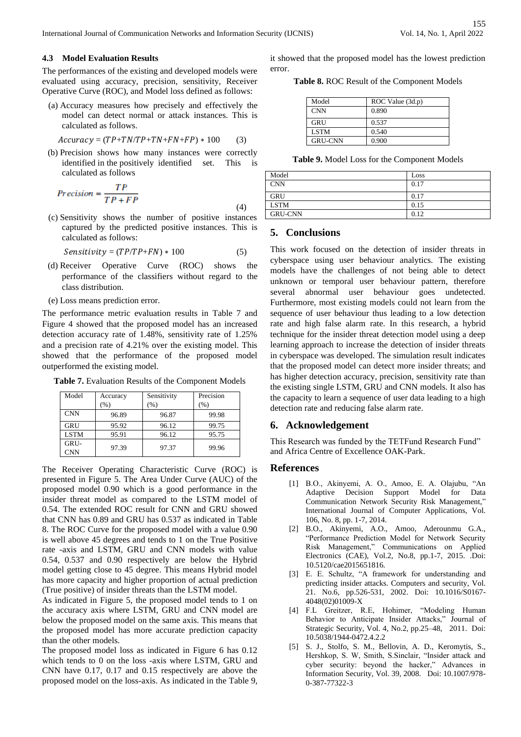### 4.3 Model Evaluation Results

The performances of the existing and developed models were evaluated using accuracy, precision, sensitivity, Receiver Operative Curve (ROC), and Model loss defined as follows:

(a) Accuracy measures how precisely and effectively the model can detect normal or attack instances. This is calculated as follows.

$$Accuracy = (TP+TN/TP+TN+FN+FP) * 100 \quad (3)$$

(b) Precision shows how many instances were correctly identified in the positively identified set. This is calculated as follows

$$Precision = \frac{TP}{TP+FP} \quad (4)$$

(c) Sensitivity shows the number of positive instances captured by the predicted positive instances. This is calculated as follows:

$$Sensitivity = (TP/TP+FN) * 100 \quad (5)$$

(d) Receiver Operative Curve (ROC) shows the performance of the classifiers without regard to the class distribution.

(e) Loss means prediction error.

The performance metric evaluation results in Table 7 and Figure 4 showed that the proposed model has an increased detection accuracy rate of 1.48%, sensitivity rate of 1.25% and a precision rate of 4.21% over the existing model. This showed that the performance of the proposed model outperformed the existing model.

**Table 7.** Evaluation Results of the Component Models

| Model | Accuracy (%) | Sensitivity (%) | Precision (%) |
|---|---|---|---|
| CNN | 96.89 | 96.87 | 99.98 |
| GRU | 95.92 | 96.12 | 99.75 |
| LSTM | 95.91 | 96.12 | 95.75 |
| GRU-CNN | 97.39 | 97.37 | 99.96 |

The Receiver Operating Characteristic Curve (ROC) is presented in Figure 5. The Area Under Curve (AUC) of the proposed model 0.90 which is a good performance in the insider threat model as compared to the LSTM model of 0.54. The extended ROC result for CNN and GRU showed that CNN has 0.89 and GRU has 0.537 as indicated in Table 8. The ROC Curve for the proposed model with a value 0.90 is well above 45 degrees and tends to 1 on the True Positive rate -axis and LSTM, GRU and CNN models with value 0.54, 0.537 and 0.90 respectively are below the Hybrid model getting close to 45 degree. This means Hybrid model has more capacity and higher proportion of actual prediction (True positive) of insider threats than the LSTM model.

As indicated in Figure 5, the proposed model tends to 1 on the accuracy axis where LSTM, GRU and CNN model are below the proposed model on the same axis. This means that the proposed model has more accurate prediction capacity than the other models.

The proposed model loss as indicated in Figure 6 has 0.12 which tends to 0 on the loss -axis where LSTM, GRU and CNN have 0.17, 0.17 and 0.15 respectively are above the proposed model on the loss-axis. As indicated in the Table 9, it showed that the proposed model has the lowest prediction error.

**Table 8.** ROC Result of the Component Models

| Model | ROC Value (3d.p) |
|---|---|
| CNN | 0.890 |
| GRU | 0.537 |
| LSTM | 0.540 |
| GRU-CNN | 0.900 |

**Table 9.** Model Loss for the Component Models

| Model | Loss |
|---|---|
| CNN | 0.17 |
| GRU | 0.17 |
| LSTM | 0.15 |
| GRU-CNN | 0.12 |

## 5. Conclusions

This work focused on the detection of insider threats in cyberspace using user behaviour analytics. The existing models have the challenges of not being able to detect unknown or temporal user behaviour pattern, therefore several abnormal user behaviour goes undetected. Furthermore, most existing models could not learn from the sequence of user behaviour thus leading to a low detection rate and high false alarm rate. In this research, a hybrid technique for the insider threat detection model using a deep learning approach to increase the detection of insider threats in cyberspace was developed. The simulation result indicates that the proposed model can detect more insider threats; and has higher detection accuracy, precision, sensitivity rate than the existing single LSTM, GRU and CNN models. It also has the capacity to learn a sequence of user data leading to a high detection rate and reducing false alarm rate.

## 6. Acknowledgement

This Research was funded by the TETFund Research Fund" and Africa Centre of Excellence OAK-Park.

## References

[1] B.O., Akinyemi, A. O., Amoo, E. A. Olajubu, "An Adaptive Decision Support Model for Data Communication Network Security Risk Management," International Journal of Computer Applications, Vol. 106, No. 8, pp. 1-7, 2014.

[2] B.O., Akinyemi, A.O., Amoo, Aderounmu G.A., "Performance Prediction Model for Network Security Risk Management," Communications on Applied Electronics (CAE), Vol.2, No.8, pp.1-7, 2015. .Doi: 10.5120/cae2015651816.

[3] E. E. Schultz, "A framework for understanding and predicting insider attacks. Computers and security, Vol. 21. No.6, pp.526-531, 2002. Doi: 10.1016/S0167-4048(02)01009-X

[4] F.L Greitzer, R.E, Hohimer, "Modeling Human Behavior to Anticipate Insider Attacks," Journal of Strategic Security, Vol. 4, No.2, pp.25–48, 2011. Doi: 10.5038/1944-0472.4.2.2

[5] S. J., Stolfo, S. M., Bellovin, A. D., Keromytis, S., Hershkop, S. W, Smith, S.Sinclair, "Insider attack and cyber security: beyond the hacker," Advances in Information Security, Vol. 39, 2008. Doi: 10.1007/978-0-387-77322-3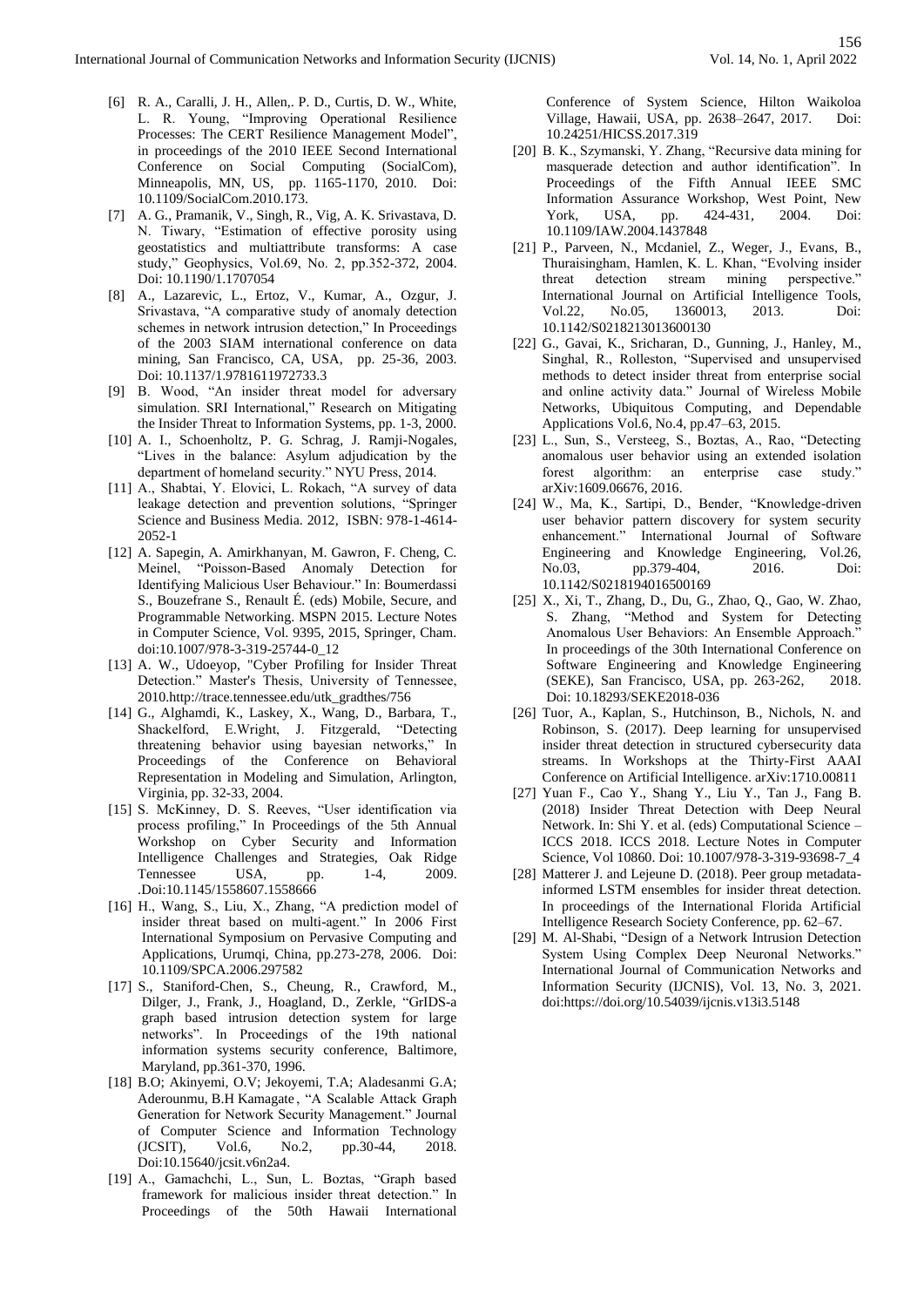[6] R. A., Caralli, J. H., Allen,. P. D., Curtis, D. W., White, L. R. Young, "Improving Operational Resilience Processes: The CERT Resilience Management Model", in proceedings of the 2010 IEEE Second International Conference on Social Computing (SocialCom), Minneapolis, MN, US, pp. 1165-1170, 2010. Doi: 10.1109/SocialCom.2010.173.

[7] A. G., Pramanik, V., Singh, R., Vig, A. K. Srivastava, D. N. Tiwary, "Estimation of effective porosity using geostatistics and multiattribute transforms: A case study," Geophysics, Vol.69, No. 2, pp.352-372, 2004. Doi: 10.1190/1.1707054

[8] A., Lazarevic, L., Ertoz, V., Kumar, A., Ozgur, J. Srivastava, "A comparative study of anomaly detection schemes in network intrusion detection," In Proceedings of the 2003 SIAM international conference on data mining, San Francisco, CA, USA, pp. 25-36, 2003. Doi: 10.1137/1.9781611972733.3

[9] B. Wood, "An insider threat model for adversary simulation. SRI International," Research on Mitigating the Insider Threat to Information Systems, pp. 1-3, 2000.

[10] A. I., Schoenholtz, P. G. Schrag, J. Ramji-Nogales, "Lives in the balance: Asylum adjudication by the department of homeland security." NYU Press, 2014.

[11] A., Shabtai, Y. Elovici, L. Rokach, "A survey of data leakage detection and prevention solutions, "Springer Science and Business Media. 2012, ISBN: 978-1-4614-2052-1

[12] A. Sapegin, A. Amirkhanyan, M. Gawron, F. Cheng, C. Meinel, "Poisson-Based Anomaly Detection for Identifying Malicious User Behaviour." In: Boumerdassi S., Bouzefrane S., Renault É. (eds) Mobile, Secure, and Programmable Networking. MSPN 2015. Lecture Notes in Computer Science, Vol. 9395, 2015, Springer, Cham. doi:10.1007/978-3-319-25744-0_12

[13] A. W., Udoeyop, "Cyber Profiling for Insider Threat Detection." Master's Thesis, University of Tennessee, 2010.http://trace.tennessee.edu/utk_gradthes/756

[14] G., Alghamdi, K., Laskey, X., Wang, D., Barbara, T., Shackelford, E.Wright, J. Fitzgerald, "Detecting threatening behavior using bayesian networks," In Proceedings of the Conference on Behavioral Representation in Modeling and Simulation, Arlington, Virginia, pp. 32-33, 2004.

[15] S. McKinney, D. S. Reeves, "User identification via process profiling," In Proceedings of the 5th Annual Workshop on Cyber Security and Information Intelligence Challenges and Strategies, Oak Ridge Tennessee USA, pp. 1-4, 2009. .Doi:10.1145/1558607.1558666

[16] H., Wang, S., Liu, X., Zhang, "A prediction model of insider threat based on multi-agent." In 2006 First International Symposium on Pervasive Computing and Applications, Urumqi, China, pp.273-278, 2006. Doi: 10.1109/SPCA.2006.297582

[17] S., Staniford-Chen, S., Cheung, R., Crawford, M., Dilger, J., Frank, J., Hoagland, D., Zerkle, "GrIDS-a graph based intrusion detection system for large networks". In Proceedings of the 19th national information systems security conference, Baltimore, Maryland, pp.361-370, 1996.

[18] B.O; Akinyemi, O.V; Jekoyemi, T.A; Aladesanmi G.A; Aderounmu, B.H Kamagate , "A Scalable Attack Graph Generation for Network Security Management." Journal of Computer Science and Information Technology (JCSIT), Vol.6, No.2, pp.30-44, 2018. Doi:10.15640/jcsit.v6n2a4.

[19] A., Gamachchi, L., Sun, L. Boztas, "Graph based framework for malicious insider threat detection." In Proceedings of the 50th Hawaii International Conference of System Science, Hilton Waikoloa Village, Hawaii, USA, pp. 2638–2647, 2017. Doi: 10.24251/HICSS.2017.319

[20] B. K., Szymanski, Y. Zhang, "Recursive data mining for masquerade detection and author identification". In Proceedings of the Fifth Annual IEEE SMC Information Assurance Workshop, West Point, New York, USA, pp. 424-431, 2004. Doi: 10.1109/IAW.2004.1437848

[21] P., Parveen, N., Mcdaniel, Z., Weger, J., Evans, B., Thuraisingham, Hamlen, K. L. Khan, "Evolving insider threat detection stream mining perspective." International Journal on Artificial Intelligence Tools, Vol.22, No.05, 1360013, 2013. Doi: 10.1142/S0218213013600130

[22] G., Gavai, K., Sricharan, D., Gunning, J., Hanley, M., Singhal, R., Rolleston, "Supervised and unsupervised methods to detect insider threat from enterprise social and online activity data." Journal of Wireless Mobile Networks, Ubiquitous Computing, and Dependable Applications Vol.6, No.4, pp.47–63, 2015.

[23] L., Sun, S., Versteeg, S., Boztas, A., Rao, "Detecting anomalous user behavior using an extended isolation forest algorithm: an enterprise case study." arXiv:1609.06676, 2016.

[24] W., Ma, K., Sartipi, D., Bender, "Knowledge-driven user behavior pattern discovery for system security enhancement." International Journal of Software Engineering and Knowledge Engineering, Vol.26, No.03, pp.379-404, 2016. Doi: 10.1142/S0218194016500169

[25] X., Xi, T., Zhang, D., Du, G., Zhao, Q., Gao, W. Zhao, S. Zhang, "Method and System for Detecting Anomalous User Behaviors: An Ensemble Approach." In proceedings of the 30th International Conference on Software Engineering and Knowledge Engineering (SEKE), San Francisco, USA, pp. 263-262, 2018. Doi: 10.18293/SEKE2018-036

[26] Tuor, A., Kaplan, S., Hutchinson, B., Nichols, N. and Robinson, S. (2017). Deep learning for unsupervised insider threat detection in structured cybersecurity data streams. In Workshops at the Thirty-First AAAI Conference on Artificial Intelligence. arXiv:1710.00811

[27] Yuan F., Cao Y., Shang Y., Liu Y., Tan J., Fang B. (2018) Insider Threat Detection with Deep Neural Network. In: Shi Y. et al. (eds) Computational Science – ICCS 2018. ICCS 2018. Lecture Notes in Computer Science, Vol 10860. Doi: 10.1007/978-3-319-93698-7_4

[28] Matterer J. and Lejeune D. (2018). Peer group metadata-informed LSTM ensembles for insider threat detection. In proceedings of the International Florida Artificial Intelligence Research Society Conference, pp. 62–67.

[29] M. Al-Shabi, "Design of a Network Intrusion Detection System Using Complex Deep Neuronal Networks." International Journal of Communication Networks and Information Security (IJCNIS), Vol. 13, No. 3, 2021. doi:https://doi.org/10.54039/ijcnis.v13i3.5148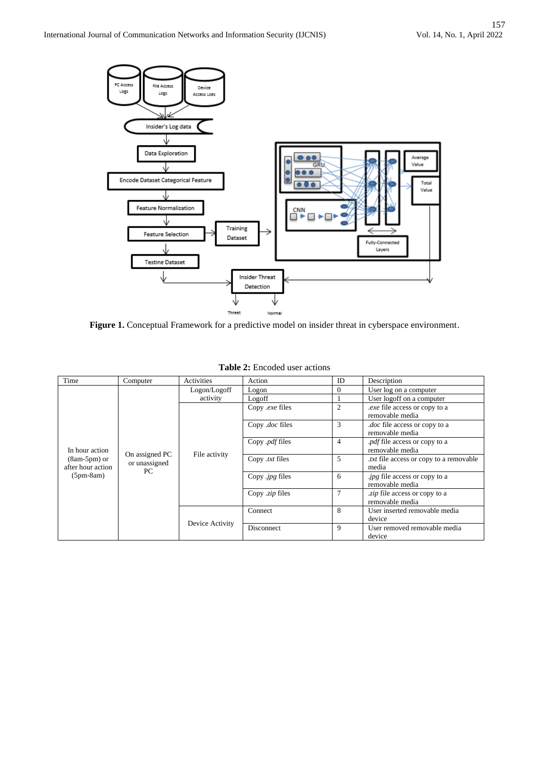**Figure 1.** Conceptual Framework for a predictive model on insider threat in cyberspace environment.

**Table 2:** Encoded user actions

| Time | Computer | Activities | Action | ID | Description |
|---|---|---|---|---|---|
| In hour action (8am-5pm) or after hour action (5pm-8am) | On assigned PC or unassigned PC | Logon/Logoff activity | Logon | 0 | User log on a computer |
| | | | Logoff | 1 | User logoff on a computer |
| | | File activity | Copy *.exe* files | 2 | *.exe* file access or copy to a removable media |
| | | | Copy *.doc* files | 3 | *.doc* file access or copy to a removable media |
| | | | Copy *.pdf* files | 4 | *.pdf* file access or copy to a removable media |
| | | | Copy *.txt* files | 5 | *.txt* file access or copy to a removable media |
| | | | Copy *.jpg* files | 6 | *.jpg* file access or copy to a removable media |
| | | | Copy *.zip* files | 7 | *.zip* file access or copy to a removable media |
| | | Device Activity | Connect | 8 | User inserted removable media device |
| | | | Disconnect | 9 | User removed removable media device |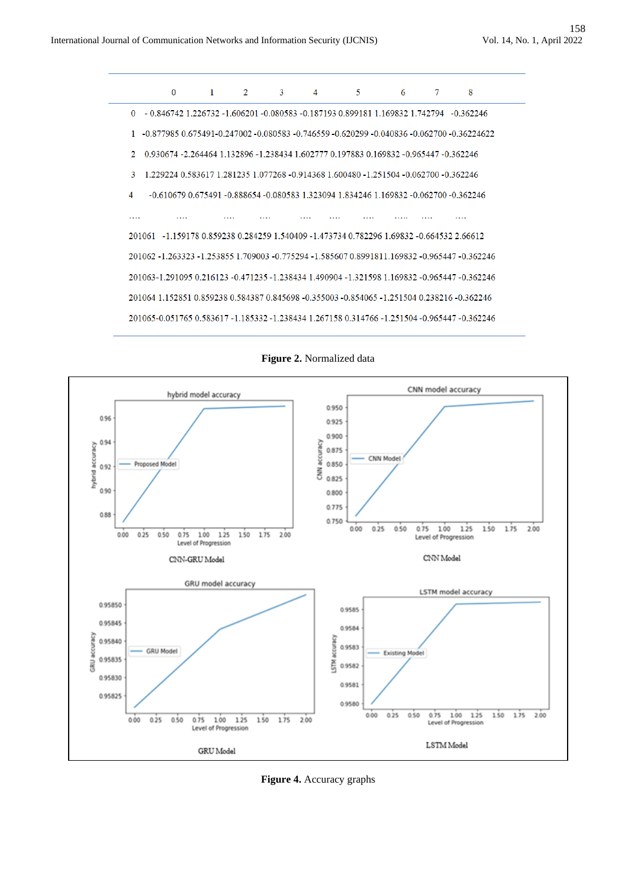| | 0 | 1 | 2 | 3 | 4 | 5 | 6 | 7 | 8 |
|---|---|---|---|---|---|---|---|---|---|
| 0 | -0.846742 | 1.226732 | -1.606201 | -0.080583 | -0.187193 | 0.899181 | 1.169832 | 1.742794 | -0.362246 |
| 1 | -0.877985 | 0.675491 | -0.247002 | -0.080583 | -0.746559 | -0.620299 | -0.040836 | -0.062700 | -0.36224622 |
| 2 | 0.930674 | -2.264464 | 1.132896 | -1.238434 | 1.602777 | 0.197883 | 0.169832 | -0.965447 | -0.362246 |
| 3 | 1.229224 | 0.583617 | 1.281235 | 1.077268 | -0.914368 | 1.600480 | -1.251504 | -0.062700 | -0.362246 |
| 4 | -0.610679 | 0.675491 | -0.888654 | -0.080583 | 1.323094 | 1.834246 | 1.169832 | -0.062700 | -0.362246 |
| .... | .... | .... | .... | .... | .... | .... | .... | .... | .... |
| 201061 | -1.159178 | 0.859238 | 0.284259 | 1.540409 | -1.473734 | 0.782296 | 1.69832 | -0.664532 | 2.66612 |
| 201062 | -1.263323 | -1.253855 | 1.709003 | -0.775294 | -1.585607 | 0.899181 | 1.169832 | -0.965447 | -0.362246 |
| 201063 | -1.291095 | 0.216123 | -0.471235 | -1.238434 | 1.490904 | -1.321598 | 1.169832 | -0.965447 | -0.362246 |
| 201064 | 1.152851 | 0.859238 | 0.584387 | 0.845698 | -0.355003 | -0.854065 | -1.251504 | 0.238216 | -0.362246 |
| 201065 | -0.051765 | 0.583617 | -1.185332 | -1.238434 | 1.267158 | 0.314766 | -1.251504 | -0.965447 | -0.362246 |

**Figure 2.** Normalized data

**Figure 4.** Accuracy graphs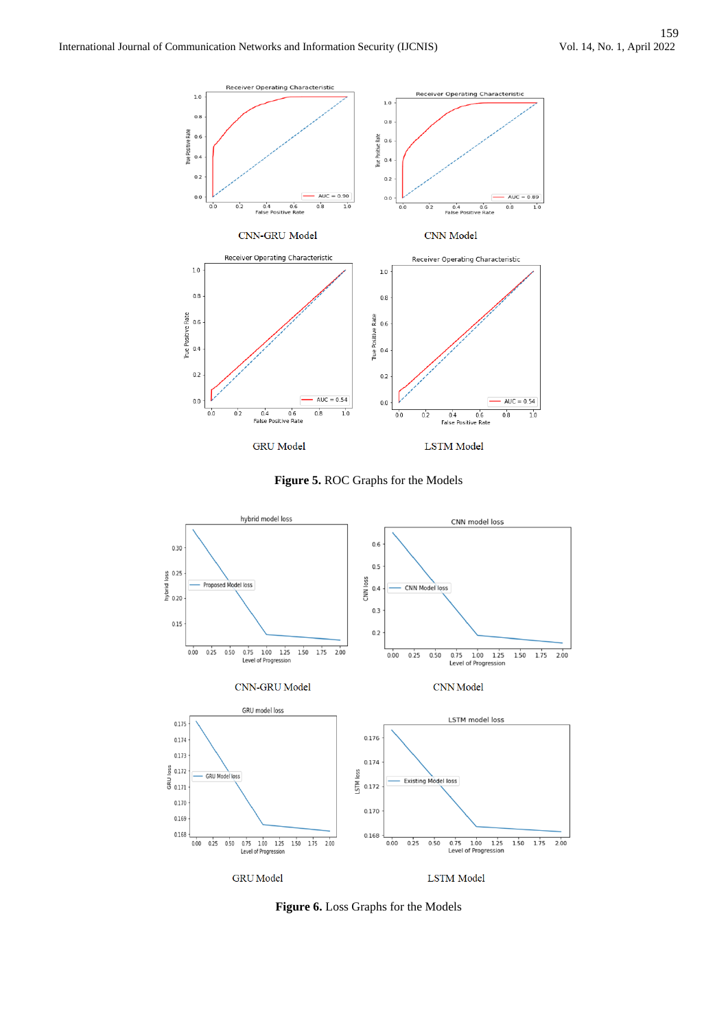Receiver Operating Characteristic

True Positive Rate

False Positive Rate

AUC = 0.90

CNN-GRU Model

Receiver Operating Characteristic

True Positive Rate

False Positive Rate

AUC = 0.89

CNN Model

Receiver Operating Characteristic

True Positive Rate

False Positive Rate

AUC = 0.54

GRU Model

Receiver Operating Characteristic

True Positive Rate

False Positive Rate

AUC = 0.54

LSTM Model

**Figure 5.** ROC Graphs for the Models

hybrid model loss

hybrid loss

Proposed Model loss

Level of Progression

CNN-GRU Model

CNN model loss

CNN loss

CNN Model loss

Level of Progression

CNN Model

GRU model loss

GRU loss

GRU Model loss

Level of Progression

GRU Model

LSTM model loss

LSTM loss

Existing Model loss

Level of Progression

LSTM Model

**Figure 6.** Loss Graphs for the Models